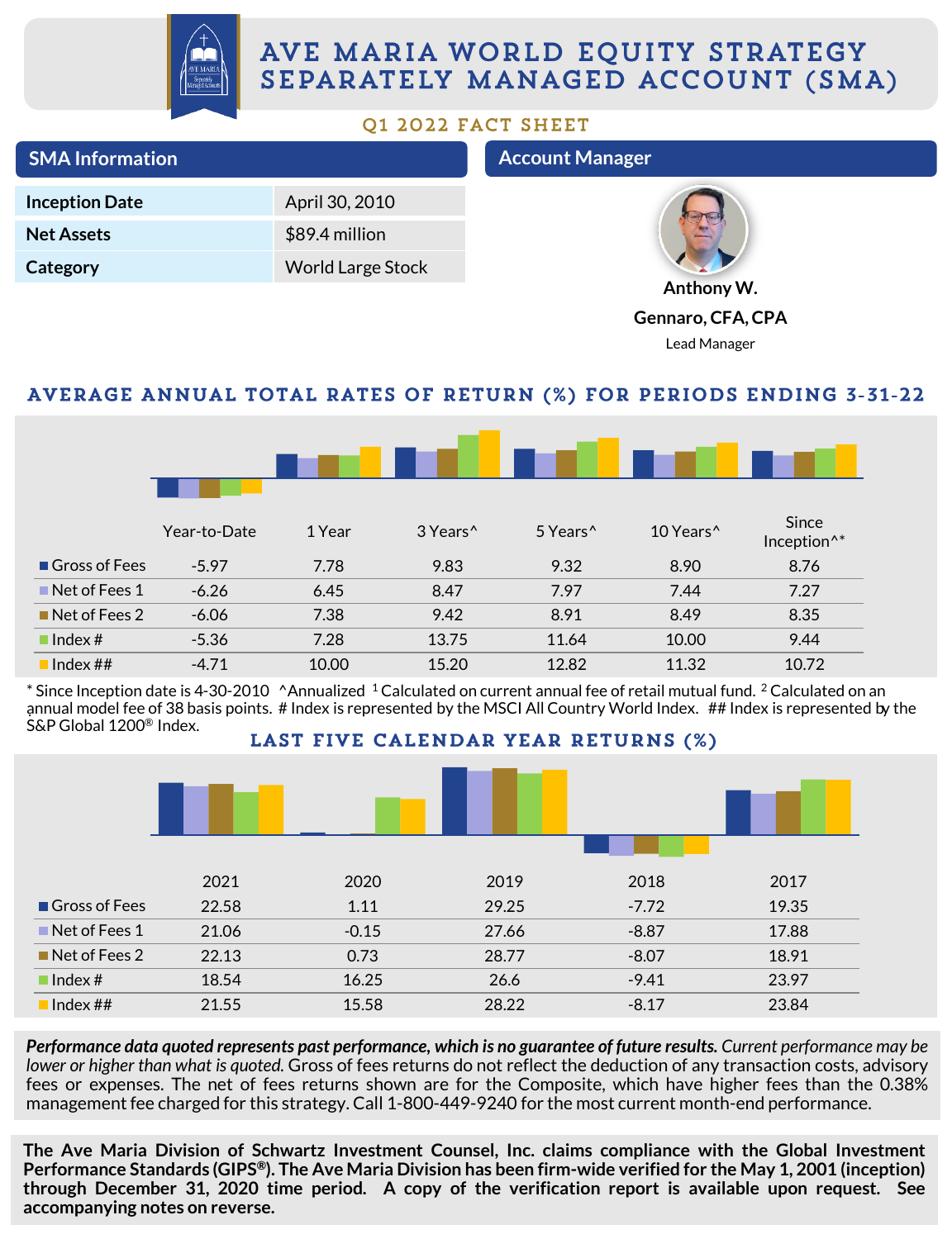# AVE MARIA WORLD EQUITY STRATEGY SEPARATELY MANAGED ACCOUNT (SMA)

## Q1 2022 FACT SHEET

## SMA Information

| | |
|---|---|
| **Inception Date** | April 30, 2010 |
| **Net Assets** | $89.4 million |
| **Category** | World Large Stock |

## Account Manager

**Anthony W. Gennaro, CFA, CPA**
Lead Manager

## AVERAGE ANNUAL TOTAL RATES OF RETURN (%) FOR PERIODS ENDING 3-31-22

| | Year-to-Date | 1 Year | 3 Years^ | 5 Years^ | 10 Years^ | Since Inception^* |
|---|---|---|---|---|---|---|
| Gross of Fees | -5.97 | 7.78 | 9.83 | 9.32 | 8.90 | 8.76 |
| Net of Fees 1 | -6.26 | 6.45 | 8.47 | 7.97 | 7.44 | 7.27 |
| Net of Fees 2 | -6.06 | 7.38 | 9.42 | 8.91 | 8.49 | 8.35 |
| Index # | -5.36 | 7.28 | 13.75 | 11.64 | 10.00 | 9.44 |
| Index ## | -4.71 | 10.00 | 15.20 | 12.82 | 11.32 | 10.72 |

* Since Inception date is 4-30-2010 ^Annualized [1] Calculated on current annual fee of retail mutual fund. [2] Calculated on an annual model fee of 38 basis points. # Index is represented by the MSCI All Country World Index. ## Index is represented by the S&P Global 1200® Index.

## LAST FIVE CALENDAR YEAR RETURNS (%)

| | 2021 | 2020 | 2019 | 2018 | 2017 |
|---|---|---|---|---|---|
| Gross of Fees | 22.58 | 1.11 | 29.25 | -7.72 | 19.35 |
| Net of Fees 1 | 21.06 | -0.15 | 27.66 | -8.87 | 17.88 |
| Net of Fees 2 | 22.13 | 0.73 | 28.77 | -8.07 | 18.91 |
| Index # | 18.54 | 16.25 | 26.6 | -9.41 | 23.97 |
| Index ## | 21.55 | 15.58 | 28.22 | -8.17 | 23.84 |

***Performance data quoted represents past performance, which is no guarantee of future results.*** *Current performance may be lower or higher than what is quoted.* Gross of fees returns do not reflect the deduction of any transaction costs, advisory fees or expenses. The net of fees returns shown are for the Composite, which have higher fees than the 0.38% management fee charged for this strategy. Call 1-800-449-9240 for the most current month-end performance.

**The Ave Maria Division of Schwartz Investment Counsel, Inc. claims compliance with the Global Investment Performance Standards (GIPS®). The Ave Maria Division has been firm-wide verified for the May 1, 2001 (inception) through December 31, 2020 time period. A copy of the verification report is available upon request. See accompanying notes on reverse.**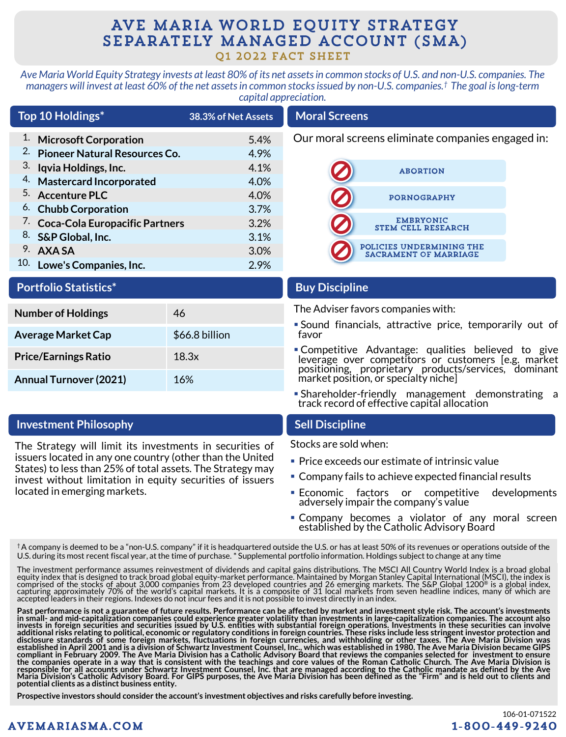# AVE MARIA WORLD EQUITY STRATEGY SEPARATELY MANAGED ACCOUNT (SMA)

### Q1 2022 FACT SHEET

*Ave Maria World Equity Strategy invests at least 80% of its net assets in common stocks of U.S. and non-U.S. companies. The managers will invest at least 60% of the net assets in common stocks issued by non-U.S. companies.† The goal is long-term capital appreciation.*

## Top 10 Holdings*

38.3% of Net Assets

| # | Holding | % |
|---|---|---|
| 1. | **Microsoft Corporation** | 5.4% |
| 2. | **Pioneer Natural Resources Co.** | 4.9% |
| 3. | **Iqvia Holdings, Inc.** | 4.1% |
| 4. | **Mastercard Incorporated** | 4.0% |
| 5. | **Accenture PLC** | 4.0% |
| 6. | **Chubb Corporation** | 3.7% |
| 7. | **Coca-Cola Europacific Partners** | 3.2% |
| 8. | **S&P Global, Inc.** | 3.1% |
| 9. | **AXA SA** | 3.0% |
| 10. | **Lowe's Companies, Inc.** | 2.9% |

## Portfolio Statistics*

| | |
|---|---|
| **Number of Holdings** | 46 |
| **Average Market Cap** | $66.8 billion |
| **Price/Earnings Ratio** | 18.3x |
| **Annual Turnover (2021)** | 16% |

## Investment Philosophy

The Strategy will limit its investments in securities of issuers located in any one country (other than the United States) to less than 25% of total assets. The Strategy may invest without limitation in equity securities of issuers located in emerging markets.

## Moral Screens

Our moral screens eliminate companies engaged in:

- ABORTION
- PORNOGRAPHY
- EMBRYONIC STEM CELL RESEARCH
- POLICIES UNDERMINING THE SACRAMENT OF MARRIAGE

## Buy Discipline

The Adviser favors companies with:

- Sound financials, attractive price, temporarily out of favor
- Competitive Advantage: qualities believed to give leverage over competitors or customers [e.g. market positioning, proprietary products/services, dominant market position, or specialty niche]
- Shareholder-friendly management demonstrating a track record of effective capital allocation

## Sell Discipline

Stocks are sold when:

- Price exceeds our estimate of intrinsic value
- Company fails to achieve expected financial results
- Economic factors or competitive developments adversely impair the company's value
- Company becomes a violator of any moral screen established by the Catholic Advisory Board

† A company is deemed to be a "non-U.S. company" if it is headquartered outside the U.S. or has at least 50% of its revenues or operations outside of the U.S. during its most recent fiscal year, at the time of purchase. * Supplemental portfolio information. Holdings subject to change at any time

The investment performance assumes reinvestment of dividends and capital gains distributions. The MSCI All Country World Index is a broad global equity index that is designed to track broad global equity-market performance. Maintained by Morgan Stanley Capital International (MSCI), the index is comprised of the stocks of about 3,000 companies from 23 developed countries and 26 emerging markets. The S&P Global 1200® is a global index, capturing approximately 70% of the world's capital markets. It is a composite of 31 local markets from seven headline indices, many of which are accepted leaders in their regions. Indexes do not incur fees and it is not possible to invest directly in an index.

**Past performance is not a guarantee of future results. Performance can be affected by market and investment style risk. The account's investments in small- and mid-capitalization companies could experience greater volatility than investments in large-capitalization companies. The account also invests in foreign securities and securities issued by U.S. entities with substantial foreign operations. Investments in these securities can involve additional risks relating to political, economic or regulatory conditions in foreign countries. These risks include less stringent investor protection and disclosure standards of some foreign markets, fluctuations in foreign currencies, and withholding or other taxes. The Ave Maria Division was established in April 2001 and is a division of Schwartz Investment Counsel, Inc., which was established in 1980. The Ave Maria Division became GIPS compliant in February 2009. The Ave Maria Division has a Catholic Advisory Board that reviews the companies selected for investment to ensure the companies operate in a way that is consistent with the teachings and core values of the Roman Catholic Church. The Ave Maria Division is responsible for all accounts under Schwartz Investment Counsel, Inc. that are managed according to the Catholic mandate as defined by the Ave Maria Division's Catholic Advisory Board. For GIPS purposes, the Ave Maria Division has been defined as the "Firm" and is held out to clients and potential clients as a distinct business entity.**

**Prospective investors should consider the account's investment objectives and risks carefully before investing.**

106-01-071522

AVEMARIASMA.COM

1-800-449-9240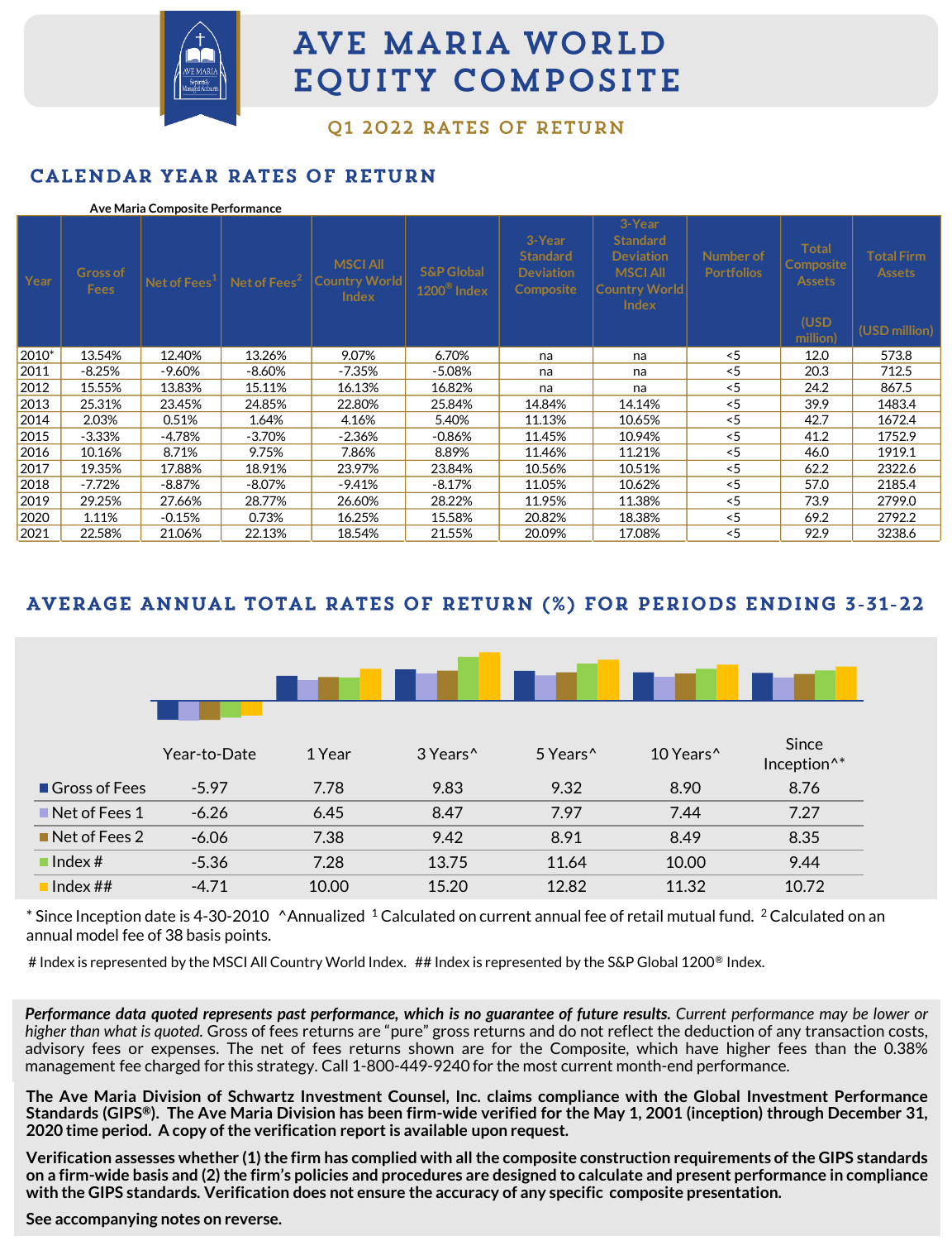# AVE MARIA WORLD EQUITY COMPOSITE

## Q1 2022 RATES OF RETURN

## CALENDAR YEAR RATES OF RETURN

**Ave Maria Composite Performance**

| Year | Gross of Fees | Net of Fees[1] | Net of Fees[2] | MSCI All Country World Index | S&P Global 1200® Index | 3-Year Standard Deviation Composite | 3-Year Standard Deviation MSCI All Country World Index | Number of Portfolios | Total Composite Assets (USD million) | Total Firm Assets (USD million) |
|---|---|---|---|---|---|---|---|---|---|---|
| 2010* | 13.54% | 12.40% | 13.26% | 9.07% | 6.70% | na | na | <5 | 12.0 | 573.8 |
| 2011 | -8.25% | -9.60% | -8.60% | -7.35% | -5.08% | na | na | <5 | 20.3 | 712.5 |
| 2012 | 15.55% | 13.83% | 15.11% | 16.13% | 16.82% | na | na | <5 | 24.2 | 867.5 |
| 2013 | 25.31% | 23.45% | 24.85% | 22.80% | 25.84% | 14.84% | 14.14% | <5 | 39.9 | 1483.4 |
| 2014 | 2.03% | 0.51% | 1.64% | 4.16% | 5.40% | 11.13% | 10.65% | <5 | 42.7 | 1672.4 |
| 2015 | -3.33% | -4.78% | -3.70% | -2.36% | -0.86% | 11.45% | 10.94% | <5 | 41.2 | 1752.9 |
| 2016 | 10.16% | 8.71% | 9.75% | 7.86% | 8.89% | 11.46% | 11.21% | <5 | 46.0 | 1919.1 |
| 2017 | 19.35% | 17.88% | 18.91% | 23.97% | 23.84% | 10.56% | 10.51% | <5 | 62.2 | 2322.6 |
| 2018 | -7.72% | -8.87% | -8.07% | -9.41% | -8.17% | 11.05% | 10.62% | <5 | 57.0 | 2185.4 |
| 2019 | 29.25% | 27.66% | 28.77% | 26.60% | 28.22% | 11.95% | 11.38% | <5 | 73.9 | 2799.0 |
| 2020 | 1.11% | -0.15% | 0.73% | 16.25% | 15.58% | 20.82% | 18.38% | <5 | 69.2 | 2792.2 |
| 2021 | 22.58% | 21.06% | 22.13% | 18.54% | 21.55% | 20.09% | 17.08% | <5 | 92.9 | 3238.6 |

## AVERAGE ANNUAL TOTAL RATES OF RETURN (%) FOR PERIODS ENDING 3-31-22

| | Year-to-Date | 1 Year | 3 Years^ | 5 Years^ | 10 Years^ | Since Inception^* |
|---|---|---|---|---|---|---|
| Gross of Fees | -5.97 | 7.78 | 9.83 | 9.32 | 8.90 | 8.76 |
| Net of Fees 1 | -6.26 | 6.45 | 8.47 | 7.97 | 7.44 | 7.27 |
| Net of Fees 2 | -6.06 | 7.38 | 9.42 | 8.91 | 8.49 | 8.35 |
| Index # | -5.36 | 7.28 | 13.75 | 11.64 | 10.00 | 9.44 |
| Index ## | -4.71 | 10.00 | 15.20 | 12.82 | 11.32 | 10.72 |

* Since Inception date is 4-30-2010 ^Annualized [1] Calculated on current annual fee of retail mutual fund. [2] Calculated on an annual model fee of 38 basis points.

# Index is represented by the MSCI All Country World Index. ## Index is represented by the S&P Global 1200® Index.

***Performance data quoted represents past performance, which is no guarantee of future results.*** *Current performance may be lower or higher than what is quoted.* Gross of fees returns are "pure" gross returns and do not reflect the deduction of any transaction costs, advisory fees or expenses. The net of fees returns shown are for the Composite, which have higher fees than the 0.38% management fee charged for this strategy. Call 1-800-449-9240 for the most current month-end performance.

**The Ave Maria Division of Schwartz Investment Counsel, Inc. claims compliance with the Global Investment Performance Standards (GIPS®). The Ave Maria Division has been firm-wide verified for the May 1, 2001 (inception) through December 31, 2020 time period. A copy of the verification report is available upon request.**

**Verification assesses whether (1) the firm has complied with all the composite construction requirements of the GIPS standards on a firm-wide basis and (2) the firm's policies and procedures are designed to calculate and present performance in compliance with the GIPS standards. Verification does not ensure the accuracy of any specific composite presentation.**

**See accompanying notes on reverse.**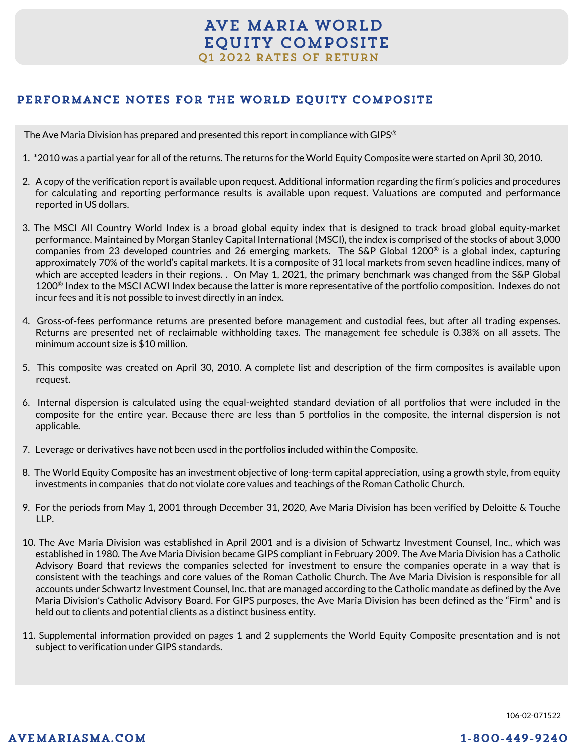# AVE MARIA WORLD EQUITY COMPOSITE

## Q1 2022 RATES OF RETURN

## PERFORMANCE NOTES FOR THE WORLD EQUITY COMPOSITE

The Ave Maria Division has prepared and presented this report in compliance with GIPS®

1. *2010 was a partial year for all of the returns. The returns for the World Equity Composite were started on April 30, 2010.

2. A copy of the verification report is available upon request. Additional information regarding the firm's policies and procedures for calculating and reporting performance results is available upon request. Valuations are computed and performance reported in US dollars.

3. The MSCI All Country World Index is a broad global equity index that is designed to track broad global equity-market performance. Maintained by Morgan Stanley Capital International (MSCI), the index is comprised of the stocks of about 3,000 companies from 23 developed countries and 26 emerging markets. The S&P Global 1200® is a global index, capturing approximately 70% of the world's capital markets. It is a composite of 31 local markets from seven headline indices, many of which are accepted leaders in their regions. . On May 1, 2021, the primary benchmark was changed from the S&P Global 1200® Index to the MSCI ACWI Index because the latter is more representative of the portfolio composition. Indexes do not incur fees and it is not possible to invest directly in an index.

4. Gross-of-fees performance returns are presented before management and custodial fees, but after all trading expenses. Returns are presented net of reclaimable withholding taxes. The management fee schedule is 0.38% on all assets. The minimum account size is $10 million.

5. This composite was created on April 30, 2010. A complete list and description of the firm composites is available upon request.

6. Internal dispersion is calculated using the equal-weighted standard deviation of all portfolios that were included in the composite for the entire year. Because there are less than 5 portfolios in the composite, the internal dispersion is not applicable.

7. Leverage or derivatives have not been used in the portfolios included within the Composite.

8. The World Equity Composite has an investment objective of long-term capital appreciation, using a growth style, from equity investments in companies that do not violate core values and teachings of the Roman Catholic Church.

9. For the periods from May 1, 2001 through December 31, 2020, Ave Maria Division has been verified by Deloitte & Touche LLP.

10. The Ave Maria Division was established in April 2001 and is a division of Schwartz Investment Counsel, Inc., which was established in 1980. The Ave Maria Division became GIPS compliant in February 2009. The Ave Maria Division has a Catholic Advisory Board that reviews the companies selected for investment to ensure the companies operate in a way that is consistent with the teachings and core values of the Roman Catholic Church. The Ave Maria Division is responsible for all accounts under Schwartz Investment Counsel, Inc. that are managed according to the Catholic mandate as defined by the Ave Maria Division's Catholic Advisory Board. For GIPS purposes, the Ave Maria Division has been defined as the "Firm" and is held out to clients and potential clients as a distinct business entity.

11. Supplemental information provided on pages 1 and 2 supplements the World Equity Composite presentation and is not subject to verification under GIPS standards.

106-02-071522

AVEMARIASMA.COM

1-800-449-9240